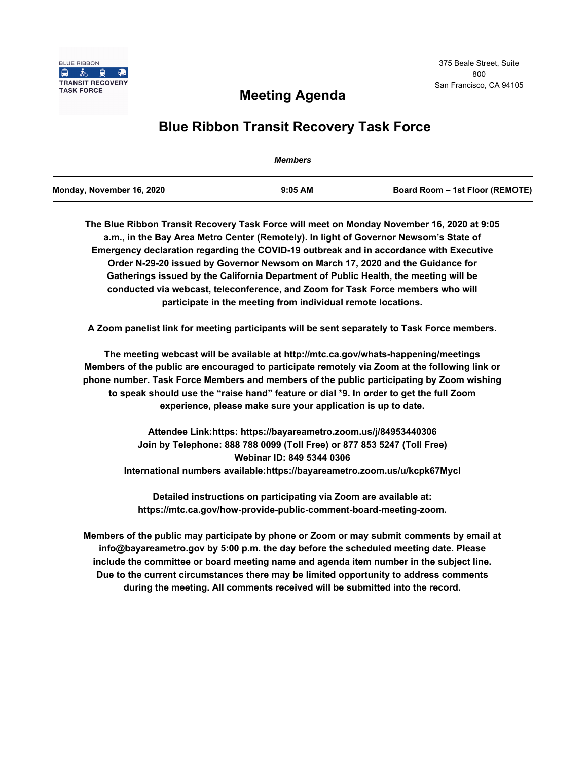BLUE RIBBON
TRANSIT RECOVERY
TASK FORCE

375 Beale Street, Suite 800
San Francisco, CA 94105

# Meeting Agenda

## Blue Ribbon Transit Recovery Task Force

*Members*

| Monday, November 16, 2020 | 9:05 AM | Board Room – 1st Floor (REMOTE) |
|---|---|---|

**The Blue Ribbon Transit Recovery Task Force will meet on Monday November 16, 2020 at 9:05 a.m., in the Bay Area Metro Center (Remotely). In light of Governor Newsom's State of Emergency declaration regarding the COVID-19 outbreak and in accordance with Executive Order N-29-20 issued by Governor Newsom on March 17, 2020 and the Guidance for Gatherings issued by the California Department of Public Health, the meeting will be conducted via webcast, teleconference, and Zoom for Task Force members who will participate in the meeting from individual remote locations.**

**A Zoom panelist link for meeting participants will be sent separately to Task Force members.**

**The meeting webcast will be available at http://mtc.ca.gov/whats-happening/meetings Members of the public are encouraged to participate remotely via Zoom at the following link or phone number. Task Force Members and members of the public participating by Zoom wishing to speak should use the "raise hand" feature or dial *9. In order to get the full Zoom experience, please make sure your application is up to date.**

**Attendee Link:https: https://bayareametro.zoom.us/j/84953440306**
**Join by Telephone: 888 788 0099 (Toll Free) or 877 853 5247 (Toll Free)**
**Webinar ID: 849 5344 0306**
**International numbers available:https://bayareametro.zoom.us/u/kcpk67Mycl**

**Detailed instructions on participating via Zoom are available at: https://mtc.ca.gov/how-provide-public-comment-board-meeting-zoom.**

**Members of the public may participate by phone or Zoom or may submit comments by email at info@bayareametro.gov by 5:00 p.m. the day before the scheduled meeting date. Please include the committee or board meeting name and agenda item number in the subject line. Due to the current circumstances there may be limited opportunity to address comments during the meeting. All comments received will be submitted into the record.**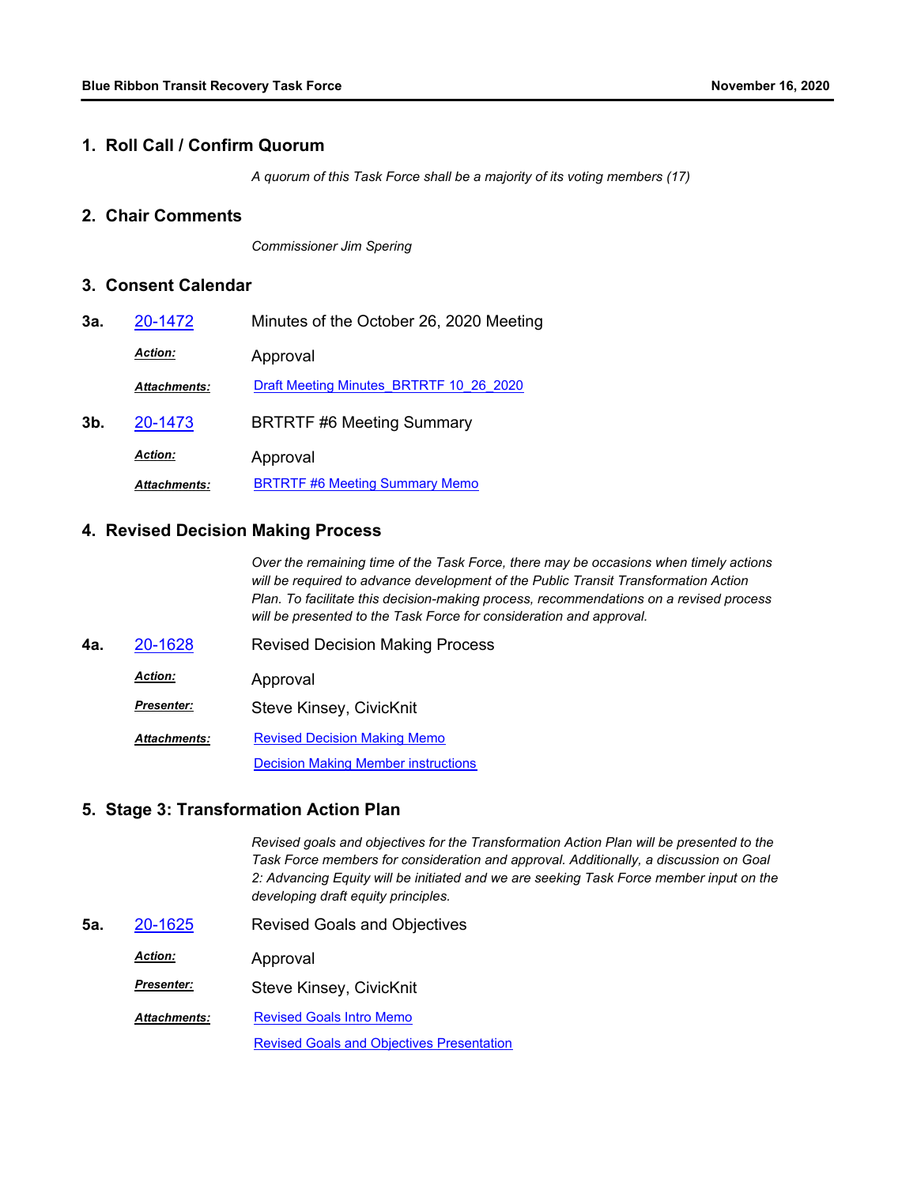## 1. Roll Call / Confirm Quorum

*A quorum of this Task Force shall be a majority of its voting members (17)*

## 2. Chair Comments

*Commissioner Jim Spering*

## 3. Consent Calendar

**3a.** 20-1472 Minutes of the October 26, 2020 Meeting

***Action:*** Approval

***Attachments:*** Draft Meeting Minutes_BRTRTF 10_26_2020

**3b.** 20-1473 BRTRTF #6 Meeting Summary

***Action:*** Approval

***Attachments:*** BRTRTF #6 Meeting Summary Memo

## 4. Revised Decision Making Process

*Over the remaining time of the Task Force, there may be occasions when timely actions will be required to advance development of the Public Transit Transformation Action Plan. To facilitate this decision-making process, recommendations on a revised process will be presented to the Task Force for consideration and approval.*

**4a.** 20-1628 Revised Decision Making Process

***Action:*** Approval

***Presenter:*** Steve Kinsey, CivicKnit

***Attachments:*** Revised Decision Making Memo

Decision Making Member instructions

## 5. Stage 3: Transformation Action Plan

*Revised goals and objectives for the Transformation Action Plan will be presented to the Task Force members for consideration and approval. Additionally, a discussion on Goal 2: Advancing Equity will be initiated and we are seeking Task Force member input on the developing draft equity principles.*

**5a.** 20-1625 Revised Goals and Objectives

***Action:*** Approval

***Presenter:*** Steve Kinsey, CivicKnit

***Attachments:*** Revised Goals Intro Memo

Revised Goals and Objectives Presentation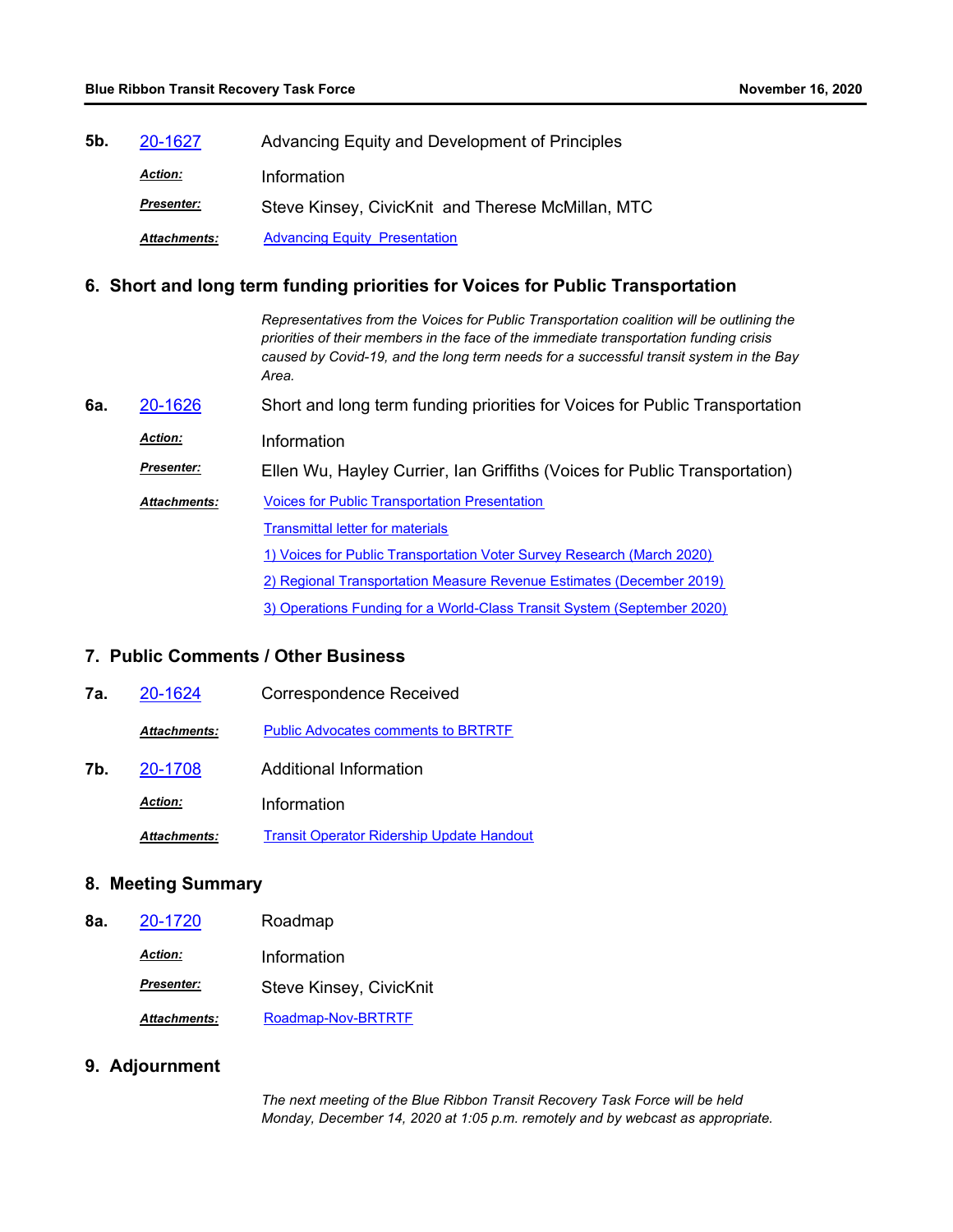**5b.** 20-1627 Advancing Equity and Development of Principles

*Action:* Information

*Presenter:* Steve Kinsey, CivicKnit and Therese McMillan, MTC

*Attachments:* Advancing Equity Presentation

## 6. Short and long term funding priorities for Voices for Public Transportation

*Representatives from the Voices for Public Transportation coalition will be outlining the priorities of their members in the face of the immediate transportation funding crisis caused by Covid-19, and the long term needs for a successful transit system in the Bay Area.*

**6a.** 20-1626 Short and long term funding priorities for Voices for Public Transportation

*Action:* Information

*Presenter:* Ellen Wu, Hayley Currier, Ian Griffiths (Voices for Public Transportation)

*Attachments:* Voices for Public Transportation Presentation

Transmittal letter for materials

1) Voices for Public Transportation Voter Survey Research (March 2020)

2) Regional Transportation Measure Revenue Estimates (December 2019)

3) Operations Funding for a World-Class Transit System (September 2020)

## 7. Public Comments / Other Business

**7a.** 20-1624 Correspondence Received

*Attachments:* Public Advocates comments to BRTRTF

**7b.** 20-1708 Additional Information

*Action:* Information

*Attachments:* Transit Operator Ridership Update Handout

## 8. Meeting Summary

**8a.** 20-1720 Roadmap

*Action:* Information

*Presenter:* Steve Kinsey, CivicKnit

*Attachments:* Roadmap-Nov-BRTRTF

## 9. Adjournment

*The next meeting of the Blue Ribbon Transit Recovery Task Force will be held Monday, December 14, 2020 at 1:05 p.m. remotely and by webcast as appropriate.*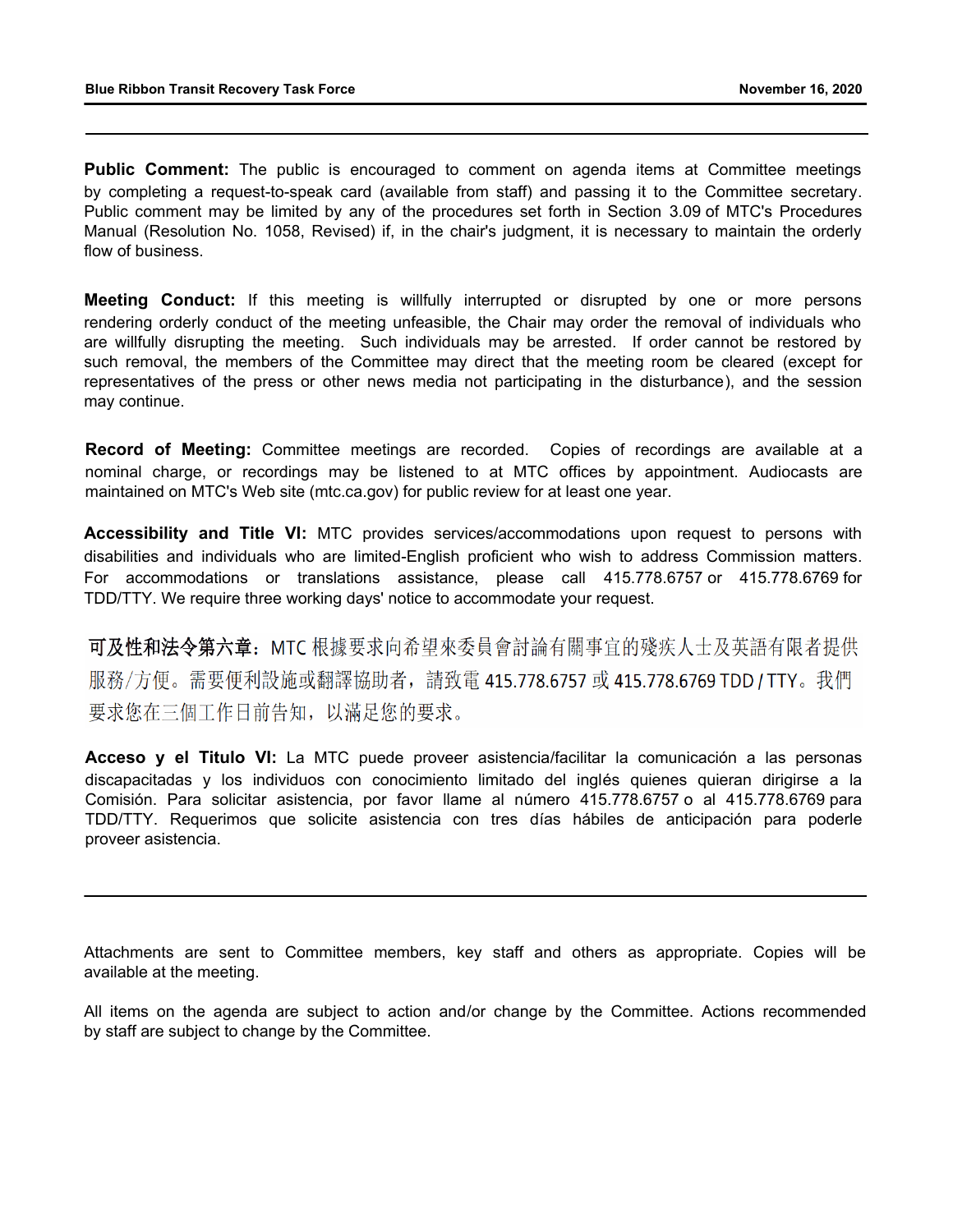**Public Comment:** The public is encouraged to comment on agenda items at Committee meetings by completing a request-to-speak card (available from staff) and passing it to the Committee secretary. Public comment may be limited by any of the procedures set forth in Section 3.09 of MTC's Procedures Manual (Resolution No. 1058, Revised) if, in the chair's judgment, it is necessary to maintain the orderly flow of business.

**Meeting Conduct:** If this meeting is willfully interrupted or disrupted by one or more persons rendering orderly conduct of the meeting unfeasible, the Chair may order the removal of individuals who are willfully disrupting the meeting. Such individuals may be arrested. If order cannot be restored by such removal, the members of the Committee may direct that the meeting room be cleared (except for representatives of the press or other news media not participating in the disturbance), and the session may continue.

**Record of Meeting:** Committee meetings are recorded. Copies of recordings are available at a nominal charge, or recordings may be listened to at MTC offices by appointment. Audiocasts are maintained on MTC's Web site (mtc.ca.gov) for public review for at least one year.

**Accessibility and Title VI:** MTC provides services/accommodations upon request to persons with disabilities and individuals who are limited-English proficient who wish to address Commission matters. For accommodations or translations assistance, please call 415.778.6757 or 415.778.6769 for TDD/TTY. We require three working days' notice to accommodate your request.

**可及性和法令第六章**：MTC 根據要求向希望來委員會討論有關事宜的殘疾人士及英語有限者提供服務/方便。需要便利設施或翻譯協助者，請致電 415.778.6757 或 415.778.6769 TDD / TTY。我們要求您在三個工作日前告知，以滿足您的要求。

**Acceso y el Titulo VI:** La MTC puede proveer asistencia/facilitar la comunicación a las personas discapacitadas y los individuos con conocimiento limitado del inglés quienes quieran dirigirse a la Comisión. Para solicitar asistencia, por favor llame al número 415.778.6757 o al 415.778.6769 para TDD/TTY. Requerimos que solicite asistencia con tres días hábiles de anticipación para poderle proveer asistencia.

---

Attachments are sent to Committee members, key staff and others as appropriate. Copies will be available at the meeting.

All items on the agenda are subject to action and/or change by the Committee. Actions recommended by staff are subject to change by the Committee.